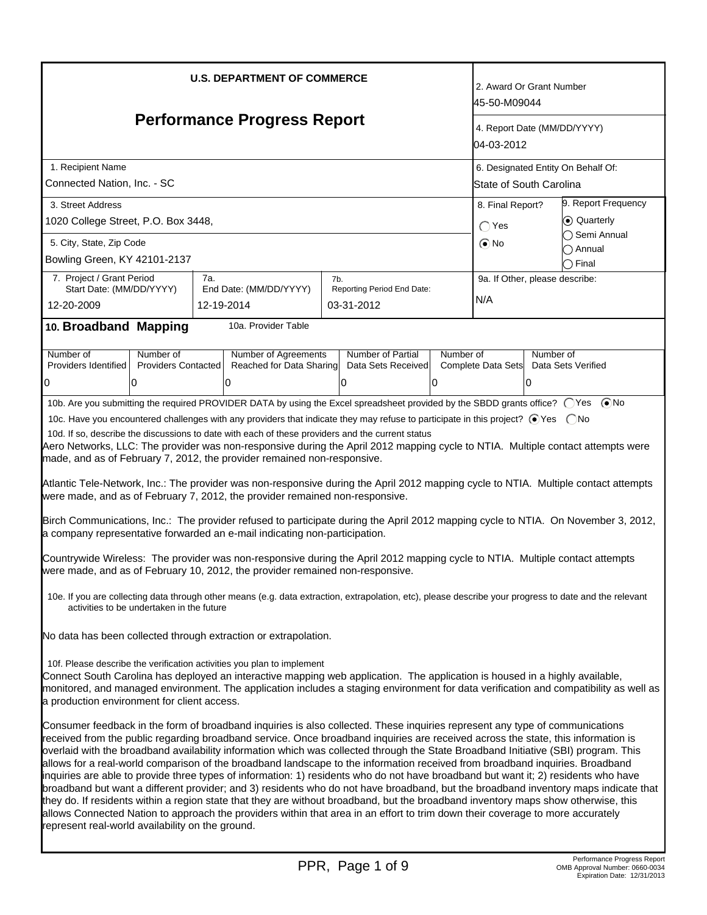**U.S. DEPARTMENT OF COMMERCE**

# Performance Progress Report

| | |
|---|---|
| 2. Award Or Grant Number | 45-50-M09044 |
| 4. Report Date (MM/DD/YYYY) | 04-03-2012 |
| 1. Recipient Name | Connected Nation, Inc. - SC |
| 6. Designated Entity On Behalf Of: | State of South Carolina |
| 3. Street Address | 1020 College Street, P.O. Box 3448, |
| 5. City, State, Zip Code | Bowling Green, KY 42101-2137 |
| 8. Final Report? | ◯ Yes ⦿ No |
| 9. Report Frequency | ⦿ Quarterly ◯ Semi Annual ◯ Annual ◯ Final |
| 7. Project / Grant Period Start Date: (MM/DD/YYYY) | 12-20-2009 |
| 7a. End Date: (MM/DD/YYYY) | 12-19-2014 |
| 7b. Reporting Period End Date: | 03-31-2012 |
| 9a. If Other, please describe: | N/A |

## 10. Broadband Mapping

10a. Provider Table

| Number of Providers Identified | Number of Providers Contacted | Number of Agreements Reached for Data Sharing | Number of Partial Data Sets Received | Number of Complete Data Sets | Number of Data Sets Verified |
|---|---|---|---|---|---|
| 0 | 0 | 0 | 0 | 0 | 0 |

10b. Are you submitting the required PROVIDER DATA by using the Excel spreadsheet provided by the SBDD grants office? ◯ Yes ⦿ No

10c. Have you encountered challenges with any providers that indicate they may refuse to participate in this project? ⦿ Yes ◯ No

10d. If so, describe the discussions to date with each of these providers and the current status

Aero Networks, LLC: The provider was non-responsive during the April 2012 mapping cycle to NTIA. Multiple contact attempts were made, and as of February 7, 2012, the provider remained non-responsive.

Atlantic Tele-Network, Inc.: The provider was non-responsive during the April 2012 mapping cycle to NTIA. Multiple contact attempts were made, and as of February 7, 2012, the provider remained non-responsive.

Birch Communications, Inc.: The provider refused to participate during the April 2012 mapping cycle to NTIA. On November 3, 2012, a company representative forwarded an e-mail indicating non-participation.

Countrywide Wireless: The provider was non-responsive during the April 2012 mapping cycle to NTIA. Multiple contact attempts were made, and as of February 10, 2012, the provider remained non-responsive.

10e. If you are collecting data through other means (e.g. data extraction, extrapolation, etc), please describe your progress to date and the relevant activities to be undertaken in the future

No data has been collected through extraction or extrapolation.

10f. Please describe the verification activities you plan to implement

Connect South Carolina has deployed an interactive mapping web application. The application is housed in a highly available, monitored, and managed environment. The application includes a staging environment for data verification and compatibility as well as a production environment for client access.

Consumer feedback in the form of broadband inquiries is also collected. These inquiries represent any type of communications received from the public regarding broadband service. Once broadband inquiries are received across the state, this information is overlaid with the broadband availability information which was collected through the State Broadband Initiative (SBI) program. This allows for a real-world comparison of the broadband landscape to the information received from broadband inquiries. Broadband inquiries are able to provide three types of information: 1) residents who do not have broadband but want it; 2) residents who have broadband but want a different provider; and 3) residents who do not have broadband, but the broadband inventory maps indicate that they do. If residents within a region state that they are without broadband, but the broadband inventory maps show otherwise, this allows Connected Nation to approach the providers within that area in an effort to trim down their coverage to more accurately represent real-world availability on the ground.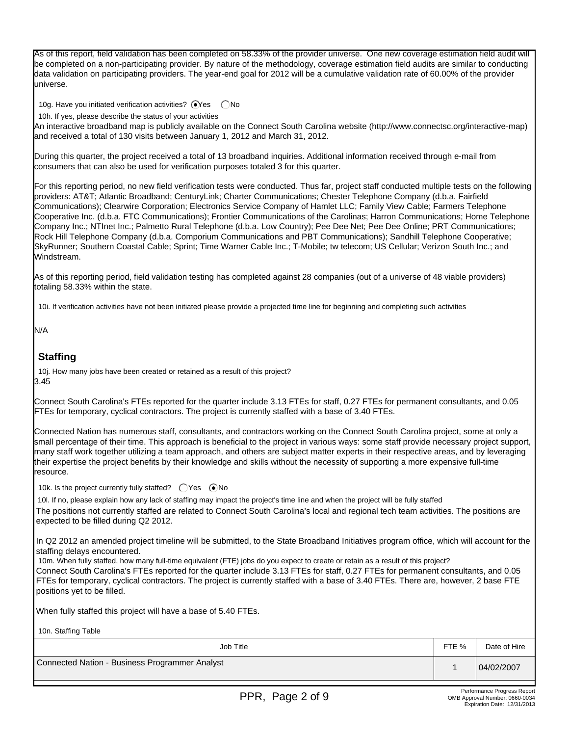As of this report, field validation has been completed on 58.33% of the provider universe. One new coverage estimation field audit will be completed on a non-participating provider. By nature of the methodology, coverage estimation field audits are similar to conducting data validation on participating providers. The year-end goal for 2012 will be a cumulative validation rate of 60.00% of the provider universe.

10g. Have you initiated verification activities? (•) Yes ( ) No

10h. If yes, please describe the status of your activities

An interactive broadband map is publicly available on the Connect South Carolina website (http://www.connectsc.org/interactive-map) and received a total of 130 visits between January 1, 2012 and March 31, 2012.

During this quarter, the project received a total of 13 broadband inquiries. Additional information received through e-mail from consumers that can also be used for verification purposes totaled 3 for this quarter.

For this reporting period, no new field verification tests were conducted. Thus far, project staff conducted multiple tests on the following providers: AT&T; Atlantic Broadband; CenturyLink; Charter Communications; Chester Telephone Company (d.b.a. Fairfield Communications); Clearwire Corporation; Electronics Service Company of Hamlet LLC; Family View Cable; Farmers Telephone Cooperative Inc. (d.b.a. FTC Communications); Frontier Communications of the Carolinas; Harron Communications; Home Telephone Company Inc.; NTInet Inc.; Palmetto Rural Telephone (d.b.a. Low Country); Pee Dee Net; Pee Dee Online; PRT Communications; Rock Hill Telephone Company (d.b.a. Comporium Communications and PBT Communications); Sandhill Telephone Cooperative; SkyRunner; Southern Coastal Cable; Sprint; Time Warner Cable Inc.; T-Mobile; tw telecom; US Cellular; Verizon South Inc.; and Windstream.

As of this reporting period, field validation testing has completed against 28 companies (out of a universe of 48 viable providers) totaling 58.33% within the state.

10i. If verification activities have not been initiated please provide a projected time line for beginning and completing such activities

N/A

## Staffing

10j. How many jobs have been created or retained as a result of this project?

3.45

Connect South Carolina's FTEs reported for the quarter include 3.13 FTEs for staff, 0.27 FTEs for permanent consultants, and 0.05 FTEs for temporary, cyclical contractors. The project is currently staffed with a base of 3.40 FTEs.

Connected Nation has numerous staff, consultants, and contractors working on the Connect South Carolina project, some at only a small percentage of their time. This approach is beneficial to the project in various ways: some staff provide necessary project support, many staff work together utilizing a team approach, and others are subject matter experts in their respective areas, and by leveraging their expertise the project benefits by their knowledge and skills without the necessity of supporting a more expensive full-time resource.

10k. Is the project currently fully staffed? ( ) Yes (•) No

10l. If no, please explain how any lack of staffing may impact the project's time line and when the project will be fully staffed

The positions not currently staffed are related to Connect South Carolina's local and regional tech team activities. The positions are expected to be filled during Q2 2012.

In Q2 2012 an amended project timeline will be submitted, to the State Broadband Initiatives program office, which will account for the staffing delays encountered.

10m. When fully staffed, how many full-time equivalent (FTE) jobs do you expect to create or retain as a result of this project?

Connect South Carolina's FTEs reported for the quarter include 3.13 FTEs for staff, 0.27 FTEs for permanent consultants, and 0.05 FTEs for temporary, cyclical contractors. The project is currently staffed with a base of 3.40 FTEs. There are, however, 2 base FTE positions yet to be filled.

When fully staffed this project will have a base of 5.40 FTEs.

10n. Staffing Table

| Job Title | FTE % | Date of Hire |
|---|---|---|
| Connected Nation - Business Programmer Analyst | 1 | 04/02/2007 |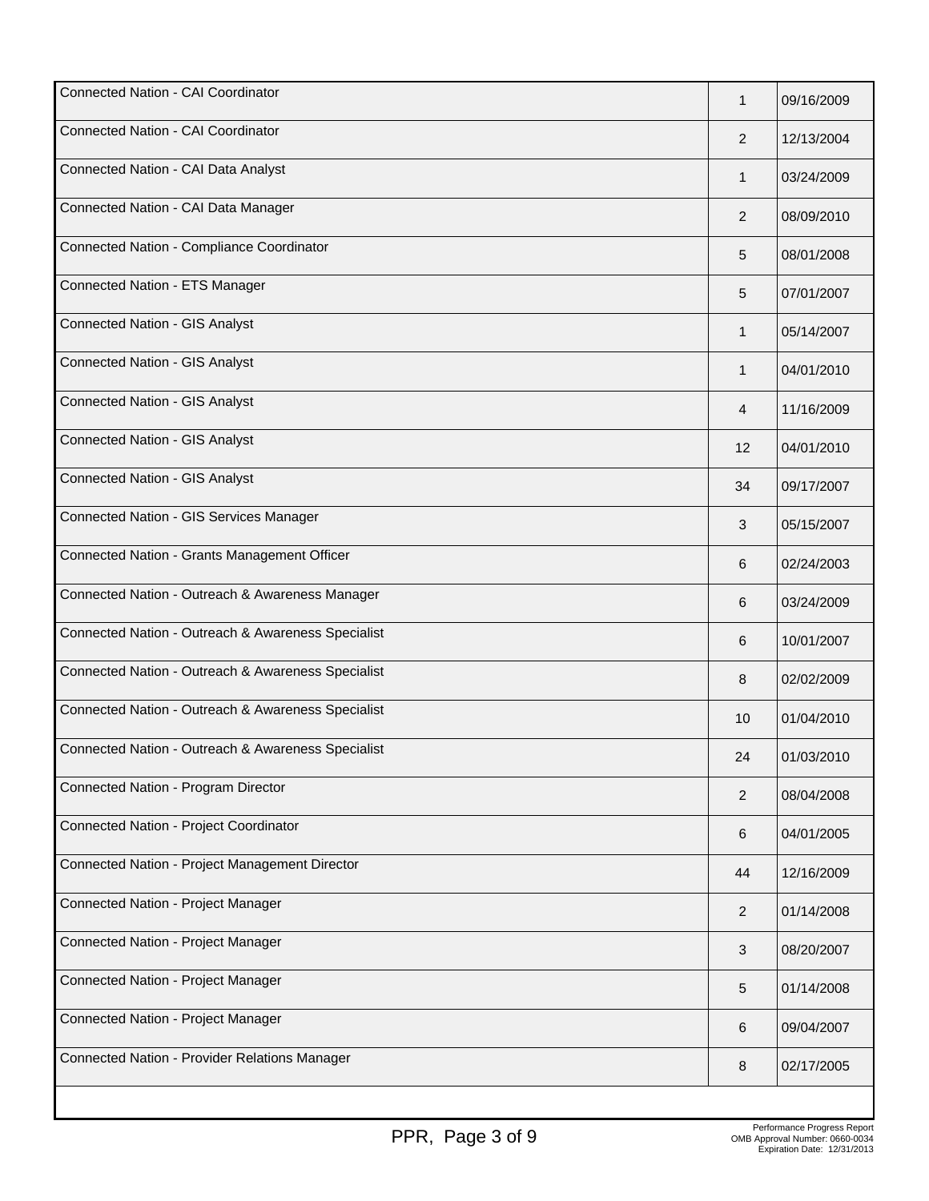| | | |
|---|---|---|
| Connected Nation - CAI Coordinator | 1 | 09/16/2009 |
| Connected Nation - CAI Coordinator | 2 | 12/13/2004 |
| Connected Nation - CAI Data Analyst | 1 | 03/24/2009 |
| Connected Nation - CAI Data Manager | 2 | 08/09/2010 |
| Connected Nation - Compliance Coordinator | 5 | 08/01/2008 |
| Connected Nation - ETS Manager | 5 | 07/01/2007 |
| Connected Nation - GIS Analyst | 1 | 05/14/2007 |
| Connected Nation - GIS Analyst | 1 | 04/01/2010 |
| Connected Nation - GIS Analyst | 4 | 11/16/2009 |
| Connected Nation - GIS Analyst | 12 | 04/01/2010 |
| Connected Nation - GIS Analyst | 34 | 09/17/2007 |
| Connected Nation - GIS Services Manager | 3 | 05/15/2007 |
| Connected Nation - Grants Management Officer | 6 | 02/24/2003 |
| Connected Nation - Outreach & Awareness Manager | 6 | 03/24/2009 |
| Connected Nation - Outreach & Awareness Specialist | 6 | 10/01/2007 |
| Connected Nation - Outreach & Awareness Specialist | 8 | 02/02/2009 |
| Connected Nation - Outreach & Awareness Specialist | 10 | 01/04/2010 |
| Connected Nation - Outreach & Awareness Specialist | 24 | 01/03/2010 |
| Connected Nation - Program Director | 2 | 08/04/2008 |
| Connected Nation - Project Coordinator | 6 | 04/01/2005 |
| Connected Nation - Project Management Director | 44 | 12/16/2009 |
| Connected Nation - Project Manager | 2 | 01/14/2008 |
| Connected Nation - Project Manager | 3 | 08/20/2007 |
| Connected Nation - Project Manager | 5 | 01/14/2008 |
| Connected Nation - Project Manager | 6 | 09/04/2007 |
| Connected Nation - Provider Relations Manager | 8 | 02/17/2005 |

Performance Progress Report
OMB Approval Number: 0660-0034
Expiration Date: 12/31/2013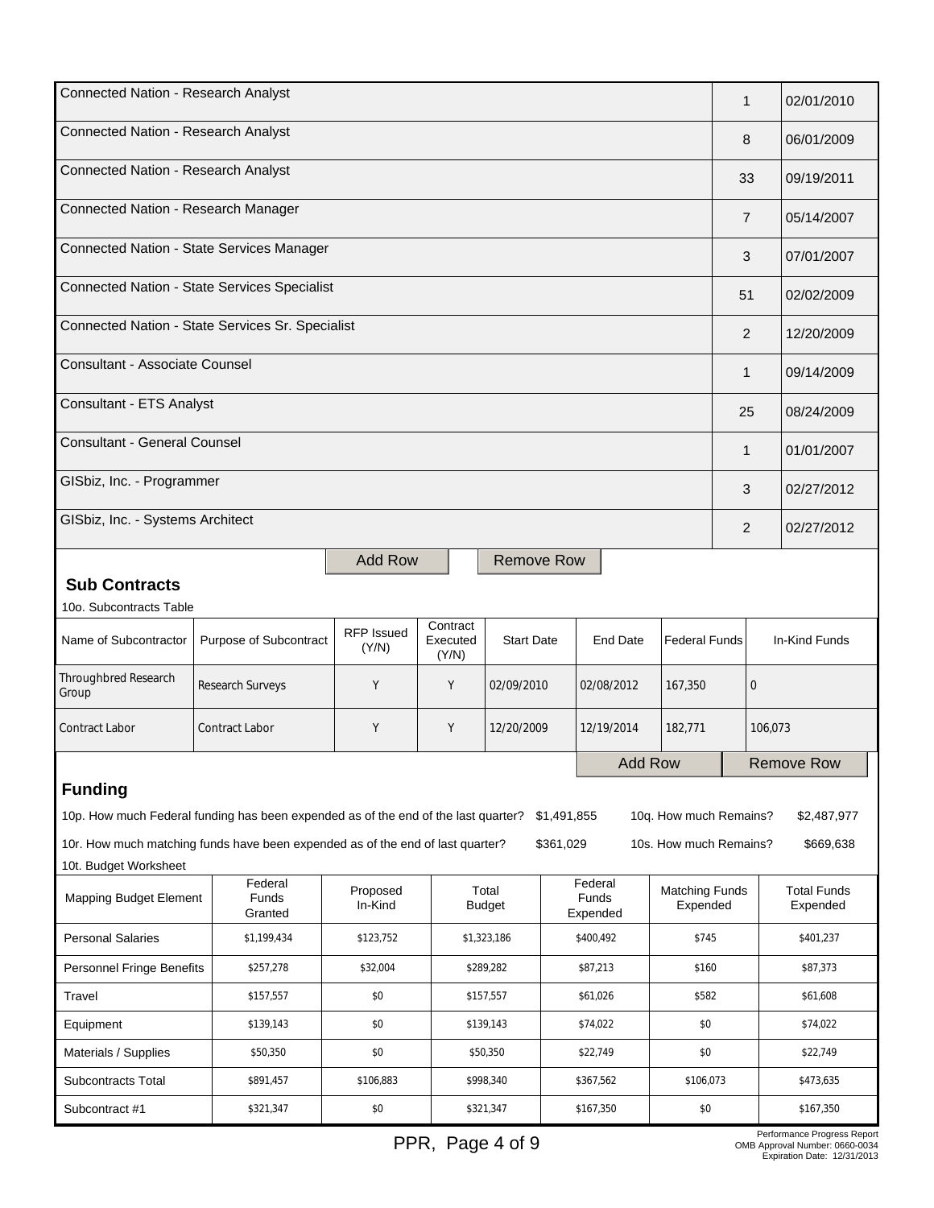| | | |
|---|---|---|
| Connected Nation - Research Analyst | 1 | 02/01/2010 |
| Connected Nation - Research Analyst | 8 | 06/01/2009 |
| Connected Nation - Research Analyst | 33 | 09/19/2011 |
| Connected Nation - Research Manager | 7 | 05/14/2007 |
| Connected Nation - State Services Manager | 3 | 07/01/2007 |
| Connected Nation - State Services Specialist | 51 | 02/02/2009 |
| Connected Nation - State Services Sr. Specialist | 2 | 12/20/2009 |
| Consultant - Associate Counsel | 1 | 09/14/2009 |
| Consultant - ETS Analyst | 25 | 08/24/2009 |
| Consultant - General Counsel | 1 | 01/01/2007 |
| GISbiz, Inc. - Programmer | 3 | 02/27/2012 |
| GISbiz, Inc. - Systems Architect | 2 | 02/27/2012 |

Add Row Remove Row

## Sub Contracts

10o. Subcontracts Table

| Name of Subcontractor | Purpose of Subcontract | RFP Issued (Y/N) | Contract Executed (Y/N) | Start Date | End Date | Federal Funds | In-Kind Funds |
|---|---|---|---|---|---|---|---|
| Throughbred Research Group | Research Surveys | Y | Y | 02/09/2010 | 02/08/2012 | 167,350 | 0 |
| Contract Labor | Contract Labor | Y | Y | 12/20/2009 | 12/19/2014 | 182,771 | 106,073 |

Add Row Remove Row

## Funding

10p. How much Federal funding has been expended as of the end of the last quarter? $1,491,855 10q. How much Remains? $2,487,977

10r. How much matching funds have been expended as of the end of last quarter? $361,029 10s. How much Remains? $669,638

10t. Budget Worksheet

| Mapping Budget Element | Federal Funds Granted | Proposed In-Kind | Total Budget | Federal Funds Expended | Matching Funds Expended | Total Funds Expended |
|---|---|---|---|---|---|---|
| Personal Salaries | $1,199,434 | $123,752 | $1,323,186 | $400,492 | $745 | $401,237 |
| Personnel Fringe Benefits | $257,278 | $32,004 | $289,282 | $87,213 | $160 | $87,373 |
| Travel | $157,557 | $0 | $157,557 | $61,026 | $582 | $61,608 |
| Equipment | $139,143 | $0 | $139,143 | $74,022 | $0 | $74,022 |
| Materials / Supplies | $50,350 | $0 | $50,350 | $22,749 | $0 | $22,749 |
| Subcontracts Total | $891,457 | $106,883 | $998,340 | $367,562 | $106,073 | $473,635 |
| Subcontract #1 | $321,347 | $0 | $321,347 | $167,350 | $0 | $167,350 |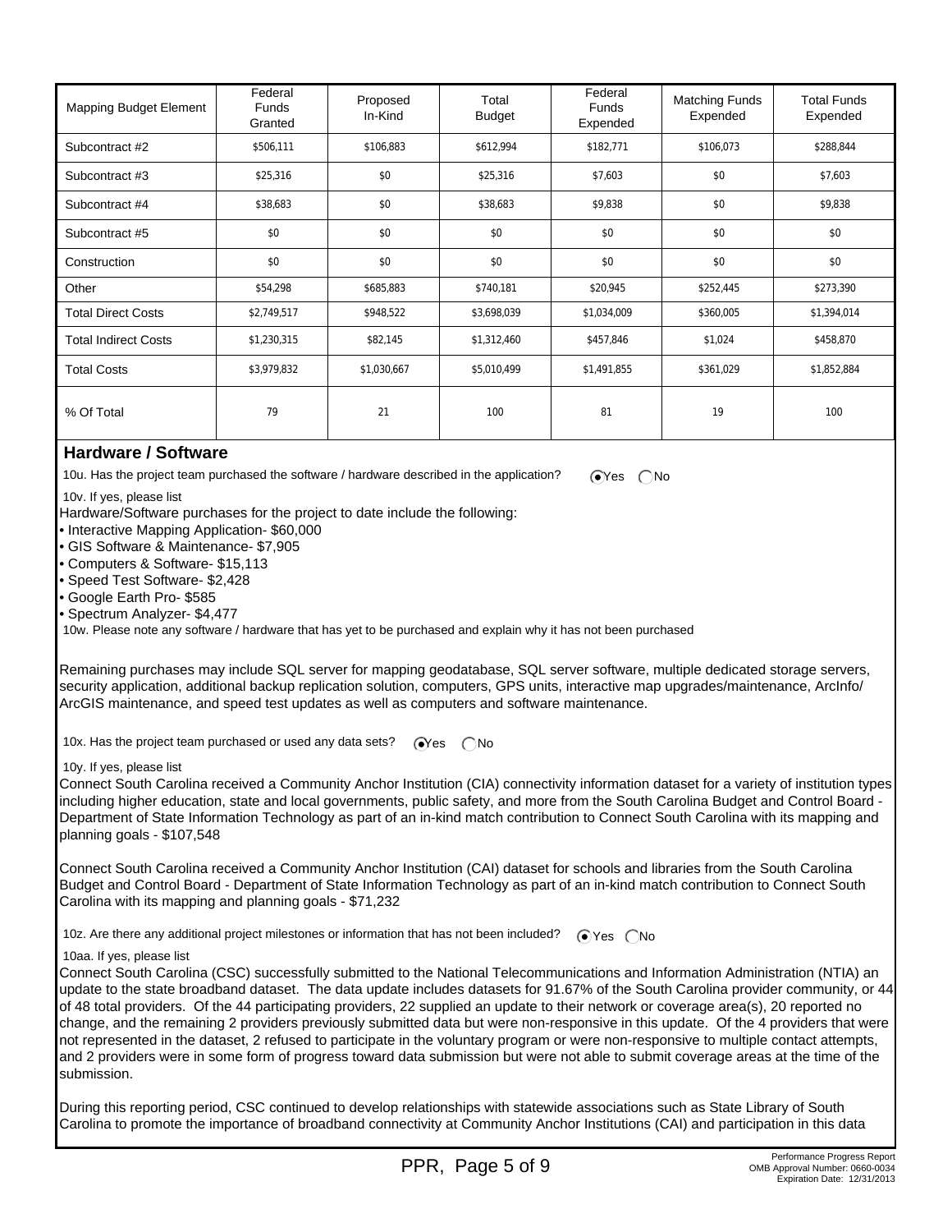| Mapping Budget Element | Federal Funds Granted | Proposed In-Kind | Total Budget | Federal Funds Expended | Matching Funds Expended | Total Funds Expended |
|---|---|---|---|---|---|---|
| Subcontract #2 | $506,111 | $106,883 | $612,994 | $182,771 | $106,073 | $288,844 |
| Subcontract #3 | $25,316 | $0 | $25,316 | $7,603 | $0 | $7,603 |
| Subcontract #4 | $38,683 | $0 | $38,683 | $9,838 | $0 | $9,838 |
| Subcontract #5 | $0 | $0 | $0 | $0 | $0 | $0 |
| Construction | $0 | $0 | $0 | $0 | $0 | $0 |
| Other | $54,298 | $685,883 | $740,181 | $20,945 | $252,445 | $273,390 |
| Total Direct Costs | $2,749,517 | $948,522 | $3,698,039 | $1,034,009 | $360,005 | $1,394,014 |
| Total Indirect Costs | $1,230,315 | $82,145 | $1,312,460 | $457,846 | $1,024 | $458,870 |
| Total Costs | $3,979,832 | $1,030,667 | $5,010,499 | $1,491,855 | $361,029 | $1,852,884 |
| % Of Total | 79 | 21 | 100 | 81 | 19 | 100 |

## Hardware / Software

10u. Has the project team purchased the software / hardware described in the application? (•) Yes ( ) No

10v. If yes, please list

Hardware/Software purchases for the project to date include the following:

- Interactive Mapping Application- $60,000
- GIS Software & Maintenance- $7,905
- Computers & Software- $15,113
- Speed Test Software- $2,428
- Google Earth Pro- $585
- Spectrum Analyzer- $4,477

10w. Please note any software / hardware that has yet to be purchased and explain why it has not been purchased

Remaining purchases may include SQL server for mapping geodatabase, SQL server software, multiple dedicated storage servers, security application, additional backup replication solution, computers, GPS units, interactive map upgrades/maintenance, ArcInfo/ ArcGIS maintenance, and speed test updates as well as computers and software maintenance.

10x. Has the project team purchased or used any data sets? (•) Yes ( ) No

10y. If yes, please list

Connect South Carolina received a Community Anchor Institution (CIA) connectivity information dataset for a variety of institution types including higher education, state and local governments, public safety, and more from the South Carolina Budget and Control Board - Department of State Information Technology as part of an in-kind match contribution to Connect South Carolina with its mapping and planning goals - $107,548

Connect South Carolina received a Community Anchor Institution (CAI) dataset for schools and libraries from the South Carolina Budget and Control Board - Department of State Information Technology as part of an in-kind match contribution to Connect South Carolina with its mapping and planning goals - $71,232

10z. Are there any additional project milestones or information that has not been included? (•) Yes ( ) No

10aa. If yes, please list

Connect South Carolina (CSC) successfully submitted to the National Telecommunications and Information Administration (NTIA) an update to the state broadband dataset. The data update includes datasets for 91.67% of the South Carolina provider community, or 44 of 48 total providers. Of the 44 participating providers, 22 supplied an update to their network or coverage area(s), 20 reported no change, and the remaining 2 providers previously submitted data but were non-responsive in this update. Of the 4 providers that were not represented in the dataset, 2 refused to participate in the voluntary program or were non-responsive to multiple contact attempts, and 2 providers were in some form of progress toward data submission but were not able to submit coverage areas at the time of the submission.

During this reporting period, CSC continued to develop relationships with statewide associations such as State Library of South Carolina to promote the importance of broadband connectivity at Community Anchor Institutions (CAI) and participation in this data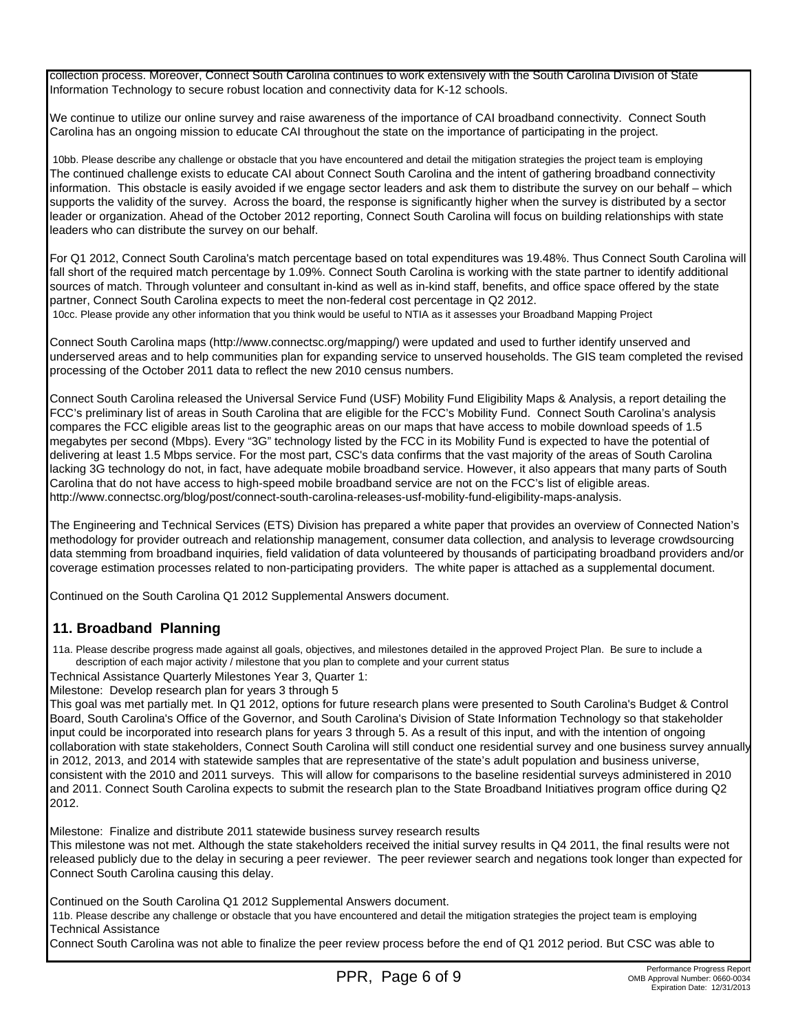collection process. Moreover, Connect South Carolina continues to work extensively with the South Carolina Division of State Information Technology to secure robust location and connectivity data for K-12 schools.

We continue to utilize our online survey and raise awareness of the importance of CAI broadband connectivity. Connect South Carolina has an ongoing mission to educate CAI throughout the state on the importance of participating in the project.

10bb. Please describe any challenge or obstacle that you have encountered and detail the mitigation strategies the project team is employing

The continued challenge exists to educate CAI about Connect South Carolina and the intent of gathering broadband connectivity information. This obstacle is easily avoided if we engage sector leaders and ask them to distribute the survey on our behalf – which supports the validity of the survey. Across the board, the response is significantly higher when the survey is distributed by a sector leader or organization. Ahead of the October 2012 reporting, Connect South Carolina will focus on building relationships with state leaders who can distribute the survey on our behalf.

For Q1 2012, Connect South Carolina's match percentage based on total expenditures was 19.48%. Thus Connect South Carolina will fall short of the required match percentage by 1.09%. Connect South Carolina is working with the state partner to identify additional sources of match. Through volunteer and consultant in-kind as well as in-kind staff, benefits, and office space offered by the state partner, Connect South Carolina expects to meet the non-federal cost percentage in Q2 2012.

10cc. Please provide any other information that you think would be useful to NTIA as it assesses your Broadband Mapping Project

Connect South Carolina maps (http://www.connectsc.org/mapping/) were updated and used to further identify unserved and underserved areas and to help communities plan for expanding service to unserved households. The GIS team completed the revised processing of the October 2011 data to reflect the new 2010 census numbers.

Connect South Carolina released the Universal Service Fund (USF) Mobility Fund Eligibility Maps & Analysis, a report detailing the FCC's preliminary list of areas in South Carolina that are eligible for the FCC's Mobility Fund. Connect South Carolina's analysis compares the FCC eligible areas list to the geographic areas on our maps that have access to mobile download speeds of 1.5 megabytes per second (Mbps). Every "3G" technology listed by the FCC in its Mobility Fund is expected to have the potential of delivering at least 1.5 Mbps service. For the most part, CSC's data confirms that the vast majority of the areas of South Carolina lacking 3G technology do not, in fact, have adequate mobile broadband service. However, it also appears that many parts of South Carolina that do not have access to high-speed mobile broadband service are not on the FCC's list of eligible areas. http://www.connectsc.org/blog/post/connect-south-carolina-releases-usf-mobility-fund-eligibility-maps-analysis.

The Engineering and Technical Services (ETS) Division has prepared a white paper that provides an overview of Connected Nation's methodology for provider outreach and relationship management, consumer data collection, and analysis to leverage crowdsourcing data stemming from broadband inquiries, field validation of data volunteered by thousands of participating broadband providers and/or coverage estimation processes related to non-participating providers. The white paper is attached as a supplemental document.

Continued on the South Carolina Q1 2012 Supplemental Answers document.

## 11. Broadband Planning

11a. Please describe progress made against all goals, objectives, and milestones detailed in the approved Project Plan. Be sure to include a description of each major activity / milestone that you plan to complete and your current status

Technical Assistance Quarterly Milestones Year 3, Quarter 1:

Milestone: Develop research plan for years 3 through 5

This goal was met partially met. In Q1 2012, options for future research plans were presented to South Carolina's Budget & Control Board, South Carolina's Office of the Governor, and South Carolina's Division of State Information Technology so that stakeholder input could be incorporated into research plans for years 3 through 5. As a result of this input, and with the intention of ongoing collaboration with state stakeholders, Connect South Carolina will still conduct one residential survey and one business survey annually in 2012, 2013, and 2014 with statewide samples that are representative of the state's adult population and business universe, consistent with the 2010 and 2011 surveys. This will allow for comparisons to the baseline residential surveys administered in 2010 and 2011. Connect South Carolina expects to submit the research plan to the State Broadband Initiatives program office during Q2 2012.

Milestone: Finalize and distribute 2011 statewide business survey research results

This milestone was not met. Although the state stakeholders received the initial survey results in Q4 2011, the final results were not released publicly due to the delay in securing a peer reviewer. The peer reviewer search and negations took longer than expected for Connect South Carolina causing this delay.

Continued on the South Carolina Q1 2012 Supplemental Answers document.

11b. Please describe any challenge or obstacle that you have encountered and detail the mitigation strategies the project team is employing

Technical Assistance

Connect South Carolina was not able to finalize the peer review process before the end of Q1 2012 period. But CSC was able to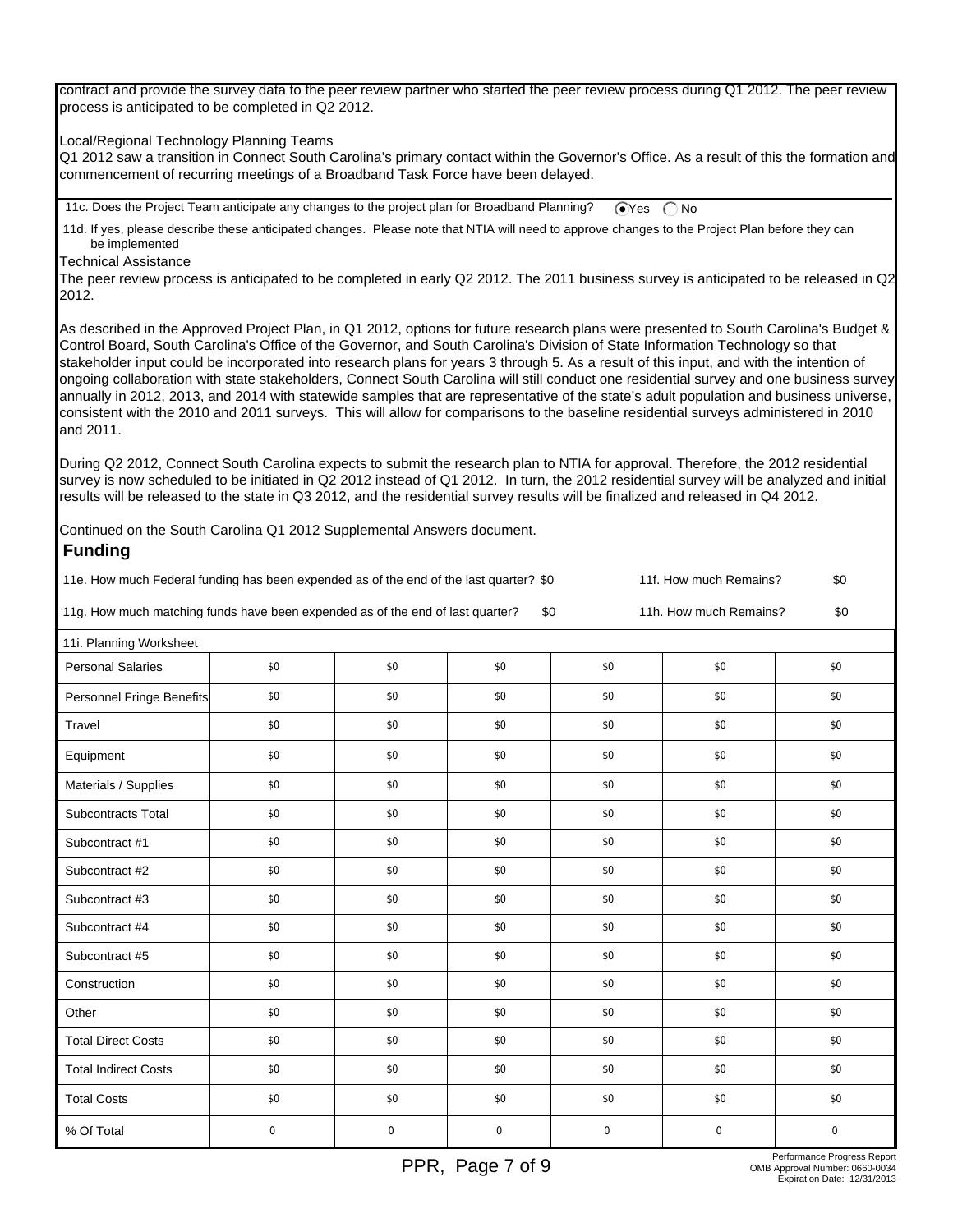contract and provide the survey data to the peer review partner who started the peer review process during Q1 2012. The peer review process is anticipated to be completed in Q2 2012.

Local/Regional Technology Planning Teams
Q1 2012 saw a transition in Connect South Carolina's primary contact within the Governor's Office. As a result of this the formation and commencement of recurring meetings of a Broadband Task Force have been delayed.

11c. Does the Project Team anticipate any changes to the project plan for Broadband Planning? (•) Yes ( ) No

11d. If yes, please describe these anticipated changes. Please note that NTIA will need to approve changes to the Project Plan before they can be implemented

Technical Assistance
The peer review process is anticipated to be completed in early Q2 2012. The 2011 business survey is anticipated to be released in Q2 2012.

As described in the Approved Project Plan, in Q1 2012, options for future research plans were presented to South Carolina's Budget & Control Board, South Carolina's Office of the Governor, and South Carolina's Division of State Information Technology so that stakeholder input could be incorporated into research plans for years 3 through 5. As a result of this input, and with the intention of ongoing collaboration with state stakeholders, Connect South Carolina will still conduct one residential survey and one business survey annually in 2012, 2013, and 2014 with statewide samples that are representative of the state's adult population and business universe, consistent with the 2010 and 2011 surveys. This will allow for comparisons to the baseline residential surveys administered in 2010 and 2011.

During Q2 2012, Connect South Carolina expects to submit the research plan to NTIA for approval. Therefore, the 2012 residential survey is now scheduled to be initiated in Q2 2012 instead of Q1 2012. In turn, the 2012 residential survey will be analyzed and initial results will be released to the state in Q3 2012, and the residential survey results will be finalized and released in Q4 2012.

Continued on the South Carolina Q1 2012 Supplemental Answers document.

## Funding

11e. How much Federal funding has been expended as of the end of the last quarter? $0 — 11f. How much Remains? $0

11g. How much matching funds have been expended as of the end of last quarter? $0 — 11h. How much Remains? $0

| 11i. Planning Worksheet | | | | | | |
|---|---|---|---|---|---|---|
| Personal Salaries | $0 | $0 | $0 | $0 | $0 | $0 |
| Personnel Fringe Benefits | $0 | $0 | $0 | $0 | $0 | $0 |
| Travel | $0 | $0 | $0 | $0 | $0 | $0 |
| Equipment | $0 | $0 | $0 | $0 | $0 | $0 |
| Materials / Supplies | $0 | $0 | $0 | $0 | $0 | $0 |
| Subcontracts Total | $0 | $0 | $0 | $0 | $0 | $0 |
| Subcontract #1 | $0 | $0 | $0 | $0 | $0 | $0 |
| Subcontract #2 | $0 | $0 | $0 | $0 | $0 | $0 |
| Subcontract #3 | $0 | $0 | $0 | $0 | $0 | $0 |
| Subcontract #4 | $0 | $0 | $0 | $0 | $0 | $0 |
| Subcontract #5 | $0 | $0 | $0 | $0 | $0 | $0 |
| Construction | $0 | $0 | $0 | $0 | $0 | $0 |
| Other | $0 | $0 | $0 | $0 | $0 | $0 |
| Total Direct Costs | $0 | $0 | $0 | $0 | $0 | $0 |
| Total Indirect Costs | $0 | $0 | $0 | $0 | $0 | $0 |
| Total Costs | $0 | $0 | $0 | $0 | $0 | $0 |
| % Of Total | 0 | 0 | 0 | 0 | 0 | 0 |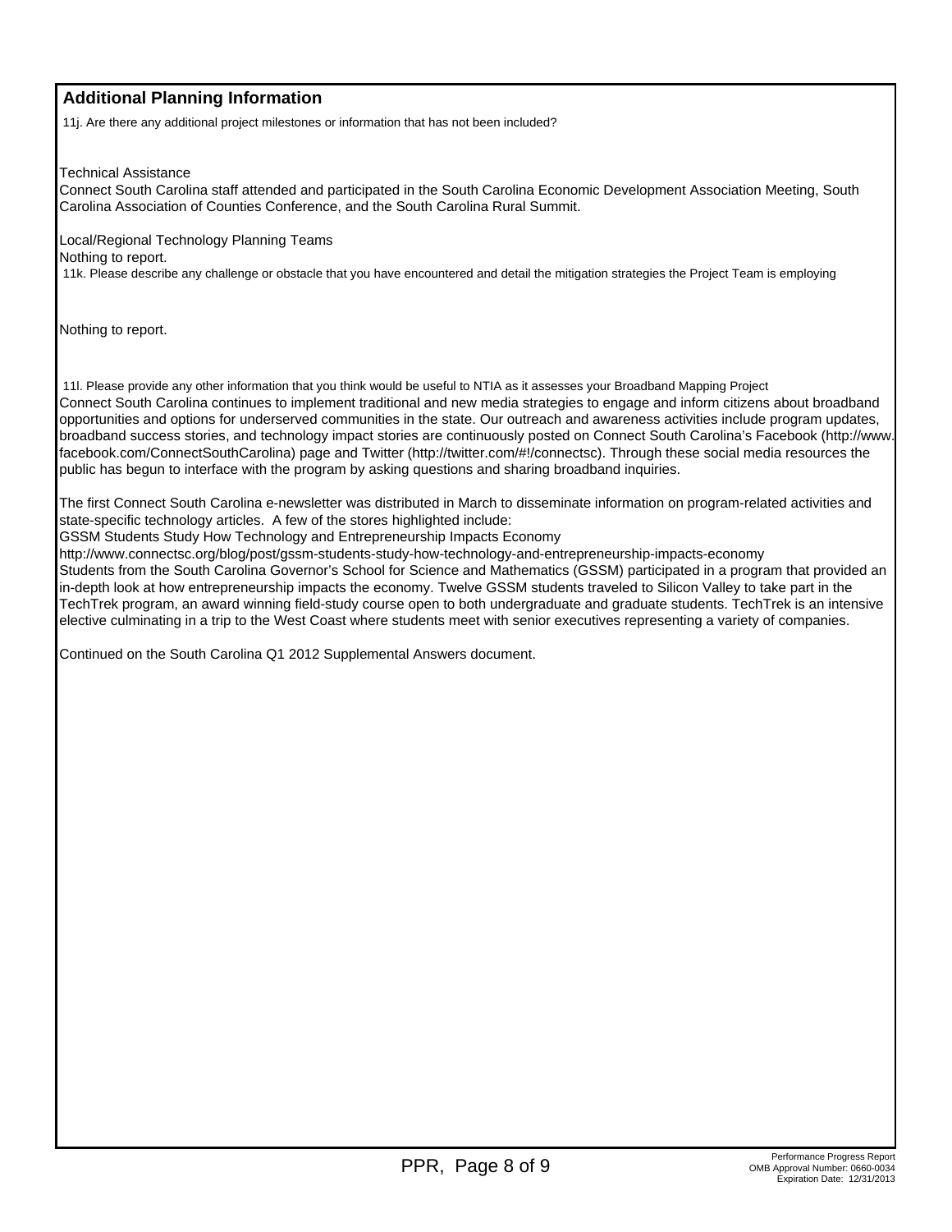## Additional Planning Information

11j. Are there any additional project milestones or information that has not been included?

Technical Assistance
Connect South Carolina staff attended and participated in the South Carolina Economic Development Association Meeting, South Carolina Association of Counties Conference, and the South Carolina Rural Summit.

Local/Regional Technology Planning Teams
Nothing to report.

11k. Please describe any challenge or obstacle that you have encountered and detail the mitigation strategies the Project Team is employing

Nothing to report.

11l. Please provide any other information that you think would be useful to NTIA as it assesses your Broadband Mapping Project

Connect South Carolina continues to implement traditional and new media strategies to engage and inform citizens about broadband opportunities and options for underserved communities in the state. Our outreach and awareness activities include program updates, broadband success stories, and technology impact stories are continuously posted on Connect South Carolina's Facebook (http://www.facebook.com/ConnectSouthCarolina) page and Twitter (http://twitter.com/#!/connectsc). Through these social media resources the public has begun to interface with the program by asking questions and sharing broadband inquiries.

The first Connect South Carolina e-newsletter was distributed in March to disseminate information on program-related activities and state-specific technology articles. A few of the stores highlighted include:
GSSM Students Study How Technology and Entrepreneurship Impacts Economy
http://www.connectsc.org/blog/post/gssm-students-study-how-technology-and-entrepreneurship-impacts-economy
Students from the South Carolina Governor's School for Science and Mathematics (GSSM) participated in a program that provided an in-depth look at how entrepreneurship impacts the economy. Twelve GSSM students traveled to Silicon Valley to take part in the TechTrek program, an award winning field-study course open to both undergraduate and graduate students. TechTrek is an intensive elective culminating in a trip to the West Coast where students meet with senior executives representing a variety of companies.

Continued on the South Carolina Q1 2012 Supplemental Answers document.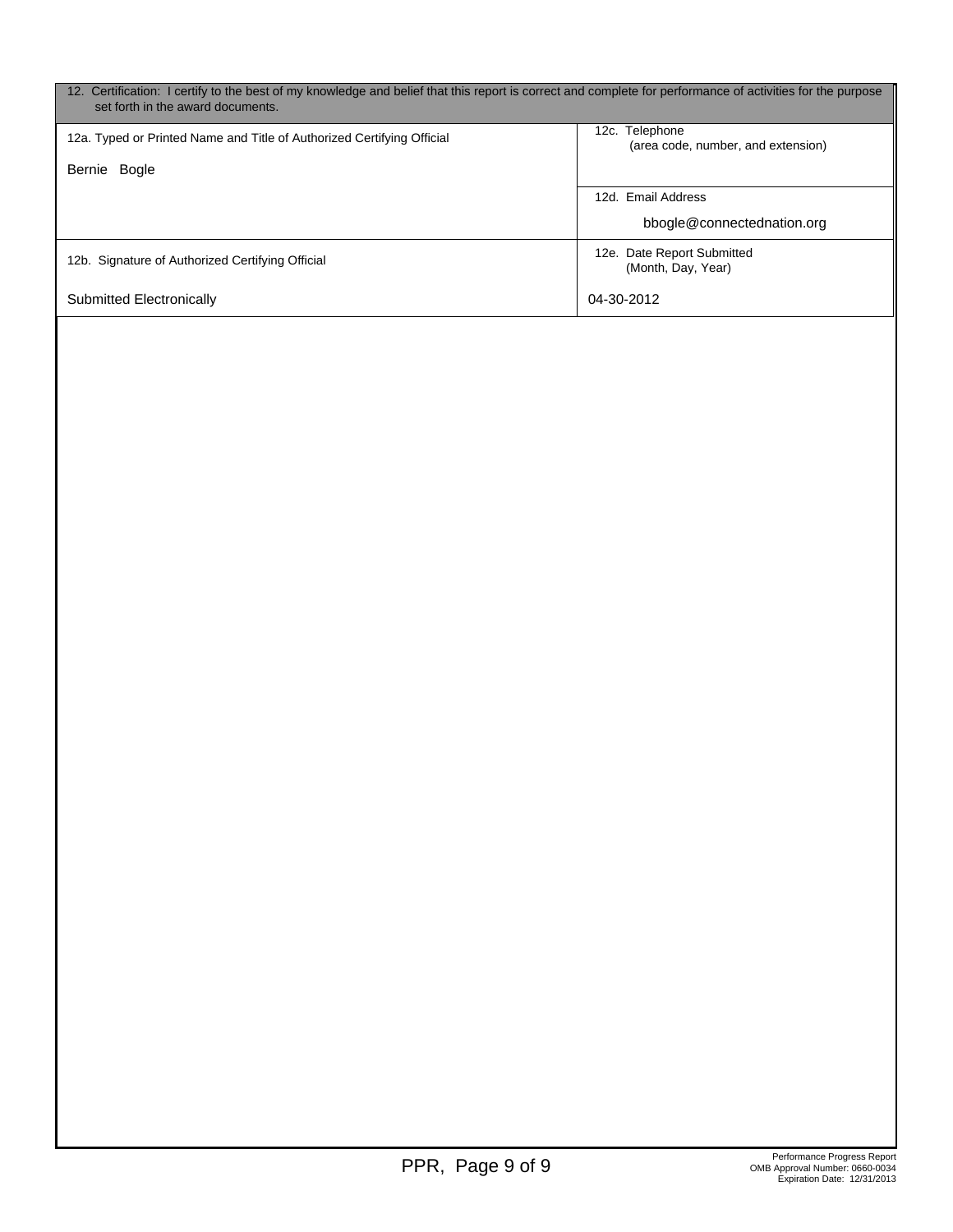| 12. Certification: I certify to the best of my knowledge and belief that this report is correct and complete for performance of activities for the purpose set forth in the award documents. | |
|---|---|
| 12a. Typed or Printed Name and Title of Authorized Certifying Official<br><br>Bernie Bogle | 12c. Telephone (area code, number, and extension) |
| | 12d. Email Address<br><br>bbogle@connectednation.org |
| 12b. Signature of Authorized Certifying Official<br><br>Submitted Electronically | 12e. Date Report Submitted (Month, Day, Year)<br><br>04-30-2012 |

Performance Progress Report
OMB Approval Number: 0660-0034
Expiration Date: 12/31/2013